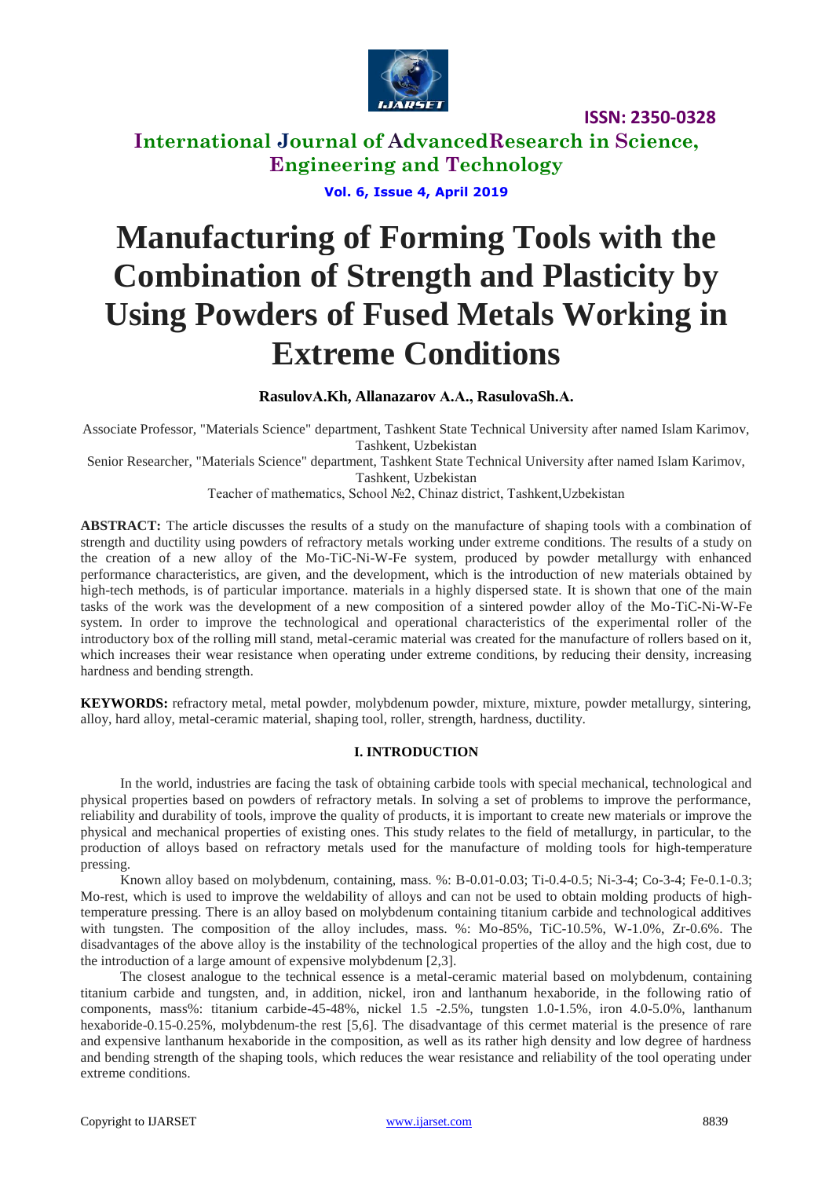# Manufacturing of Forming Tools with the Combination of Strength and Plasticity by Using Powders of Fused Metals Working in Extreme Conditions

**RasulovA.Kh, Allanazarov A.A., RasulovaSh.A.**

Associate Professor, "Materials Science" department, Tashkent State Technical University after named Islam Karimov, Tashkent, Uzbekistan

Senior Researcher, "Materials Science" department, Tashkent State Technical University after named Islam Karimov, Tashkent, Uzbekistan

Teacher of mathematics, School №2, Chinaz district, Tashkent,Uzbekistan

**ABSTRACT:** The article discusses the results of a study on the manufacture of shaping tools with a combination of strength and ductility using powders of refractory metals working under extreme conditions. The results of a study on the creation of a new alloy of the Mo-TiC-Ni-W-Fe system, produced by powder metallurgy with enhanced performance characteristics, are given, and the development, which is the introduction of new materials obtained by high-tech methods, is of particular importance. materials in a highly dispersed state. It is shown that one of the main tasks of the work was the development of a new composition of a sintered powder alloy of the Mo-TiC-Ni-W-Fe system. In order to improve the technological and operational characteristics of the experimental roller of the introductory box of the rolling mill stand, metal-ceramic material was created for the manufacture of rollers based on it, which increases their wear resistance when operating under extreme conditions, by reducing their density, increasing hardness and bending strength.

**KEYWORDS:** refractory metal, metal powder, molybdenum powder, mixture, mixture, powder metallurgy, sintering, alloy, hard alloy, metal-ceramic material, shaping tool, roller, strength, hardness, ductility.

## I. INTRODUCTION

In the world, industries are facing the task of obtaining carbide tools with special mechanical, technological and physical properties based on powders of refractory metals. In solving a set of problems to improve the performance, reliability and durability of tools, improve the quality of products, it is important to create new materials or improve the physical and mechanical properties of existing ones. This study relates to the field of metallurgy, in particular, to the production of alloys based on refractory metals used for the manufacture of molding tools for high-temperature pressing.

Known alloy based on molybdenum, containing, mass. %: B-0.01-0.03; Ti-0.4-0.5; Ni-3-4; Co-3-4; Fe-0.1-0.3; Mo-rest, which is used to improve the weldability of alloys and can not be used to obtain molding products of high-temperature pressing. There is an alloy based on molybdenum containing titanium carbide and technological additives with tungsten. The composition of the alloy includes, mass. %: Mo-85%, TiC-10.5%, W-1.0%, Zr-0.6%. The disadvantages of the above alloy is the instability of the technological properties of the alloy and the high cost, due to the introduction of a large amount of expensive molybdenum [2,3].

The closest analogue to the technical essence is a metal-ceramic material based on molybdenum, containing titanium carbide and tungsten, and, in addition, nickel, iron and lanthanum hexaboride, in the following ratio of components, mass%: titanium carbide-45-48%, nickel 1.5 -2.5%, tungsten 1.0-1.5%, iron 4.0-5.0%, lanthanum hexaboride-0.15-0.25%, molybdenum-the rest [5,6]. The disadvantage of this cermet material is the presence of rare and expensive lanthanum hexaboride in the composition, as well as its rather high density and low degree of hardness and bending strength of the shaping tools, which reduces the wear resistance and reliability of the tool operating under extreme conditions.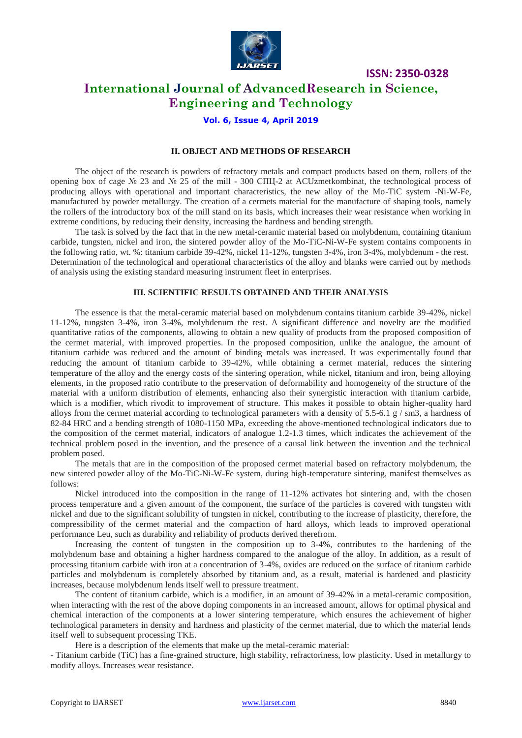## II. OBJECT AND METHODS OF RESEARCH

The object of the research is powders of refractory metals and compact products based on them, rollers of the opening box of cage № 23 and № 25 of the mill - 300 СПЦ-2 at ACUzmetkombinat, the technological process of producing alloys with operational and important characteristics, the new alloy of the Mo-TiC system -Ni-W-Fe, manufactured by powder metallurgy. The creation of a cermets material for the manufacture of shaping tools, namely the rollers of the introductory box of the mill stand on its basis, which increases their wear resistance when working in extreme conditions, by reducing their density, increasing the hardness and bending strength.

The task is solved by the fact that in the new metal-ceramic material based on molybdenum, containing titanium carbide, tungsten, nickel and iron, the sintered powder alloy of the Mo-TiC-Ni-W-Fe system contains components in the following ratio, wt. %: titanium carbide 39-42%, nickel 11-12%, tungsten 3-4%, iron 3-4%, molybdenum - the rest. Determination of the technological and operational characteristics of the alloy and blanks were carried out by methods of analysis using the existing standard measuring instrument fleet in enterprises.

## III. SCIENTIFIC RESULTS OBTAINED AND THEIR ANALYSIS

The essence is that the metal-ceramic material based on molybdenum contains titanium carbide 39-42%, nickel 11-12%, tungsten 3-4%, iron 3-4%, molybdenum the rest. A significant difference and novelty are the modified quantitative ratios of the components, allowing to obtain a new quality of products from the proposed composition of the cermet material, with improved properties. In the proposed composition, unlike the analogue, the amount of titanium carbide was reduced and the amount of binding metals was increased. It was experimentally found that reducing the amount of titanium carbide to 39-42%, while obtaining a cermet material, reduces the sintering temperature of the alloy and the energy costs of the sintering operation, while nickel, titanium and iron, being alloying elements, in the proposed ratio contribute to the preservation of deformability and homogeneity of the structure of the material with a uniform distribution of elements, enhancing also their synergistic interaction with titanium carbide, which is a modifier, which rivodit to improvement of structure. This makes it possible to obtain higher-quality hard alloys from the cermet material according to technological parameters with a density of 5.5-6.1 g / sm3, a hardness of 82-84 HRC and a bending strength of 1080-1150 MPa, exceeding the above-mentioned technological indicators due to the composition of the cermet material, indicators of analogue 1.2-1.3 times, which indicates the achievement of the technical problem posed in the invention, and the presence of a causal link between the invention and the technical problem posed.

The metals that are in the composition of the proposed cermet material based on refractory molybdenum, the new sintered powder alloy of the Mo-TiC-Ni-W-Fe system, during high-temperature sintering, manifest themselves as follows:

Nickel introduced into the composition in the range of 11-12% activates hot sintering and, with the chosen process temperature and a given amount of the component, the surface of the particles is covered with tungsten with nickel and due to the significant solubility of tungsten in nickel, contributing to the increase of plasticity, therefore, the compressibility of the cermet material and the compaction of hard alloys, which leads to improved operational performance Leu, such as durability and reliability of products derived therefrom.

Increasing the content of tungsten in the composition up to 3-4%, contributes to the hardening of the molybdenum base and obtaining a higher hardness compared to the analogue of the alloy. In addition, as a result of processing titanium carbide with iron at a concentration of 3-4%, oxides are reduced on the surface of titanium carbide particles and molybdenum is completely absorbed by titanium and, as a result, material is hardened and plasticity increases, because molybdenum lends itself well to pressure treatment.

The content of titanium carbide, which is a modifier, in an amount of 39-42% in a metal-ceramic composition, when interacting with the rest of the above doping components in an increased amount, allows for optimal physical and chemical interaction of the components at a lower sintering temperature, which ensures the achievement of higher technological parameters in density and hardness and plasticity of the cermet material, due to which the material lends itself well to subsequent processing TKE.

Here is a description of the elements that make up the metal-ceramic material:

- Titanium carbide (TiC) has a fine-grained structure, high stability, refractoriness, low plasticity. Used in metallurgy to modify alloys. Increases wear resistance.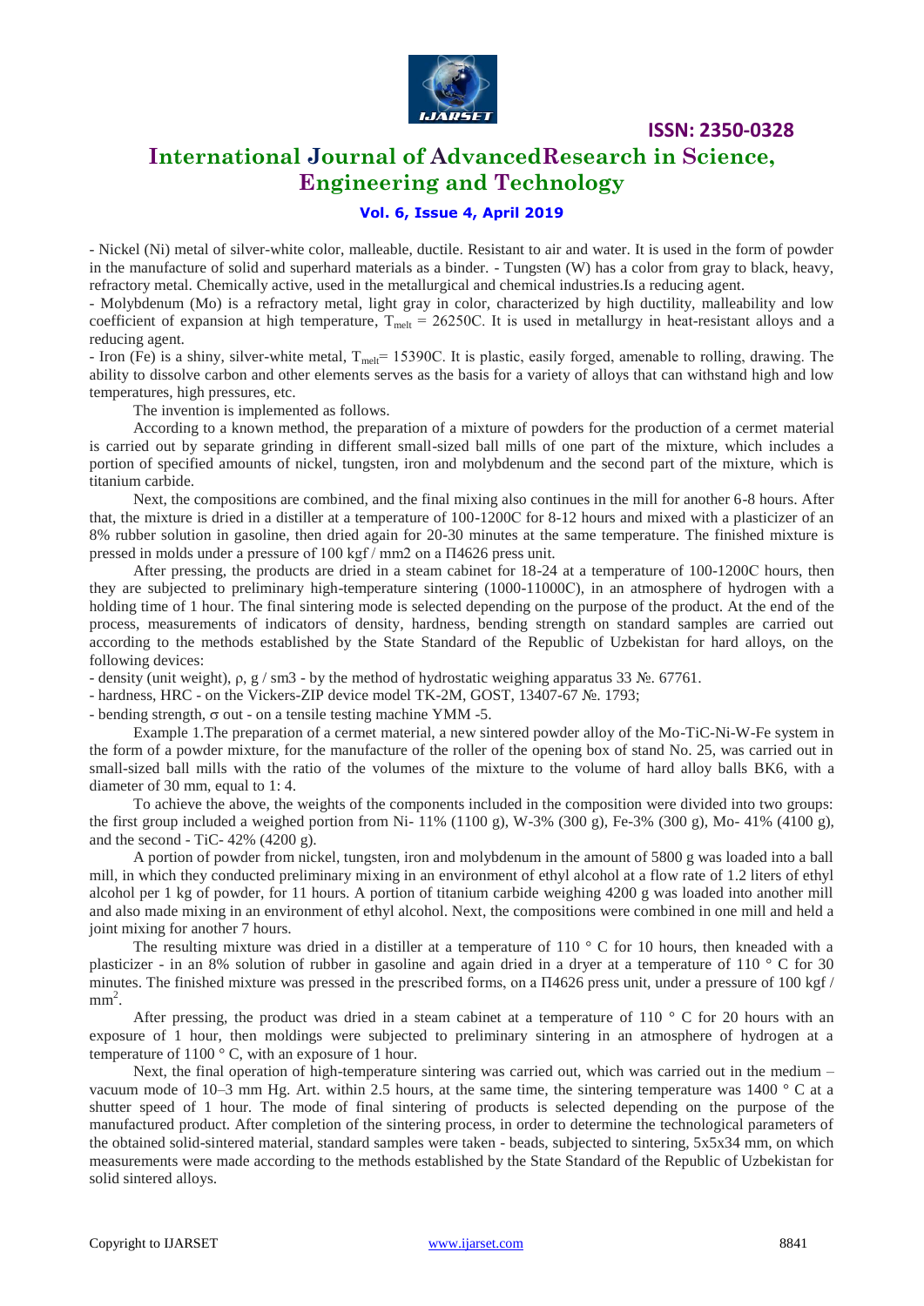- Nickel (Ni) metal of silver-white color, malleable, ductile. Resistant to air and water. It is used in the form of powder in the manufacture of solid and superhard materials as a binder. - Tungsten (W) has a color from gray to black, heavy, refractory metal. Chemically active, used in the metallurgical and chemical industries.Is a reducing agent.

- Molybdenum (Mo) is a refractory metal, light gray in color, characterized by high ductility, malleability and low coefficient of expansion at high temperature, $T_{melt}$ = 26250C. It is used in metallurgy in heat-resistant alloys and a reducing agent.

- Iron (Fe) is a shiny, silver-white metal, $T_{melt}$= 15390C. It is plastic, easily forged, amenable to rolling, drawing. The ability to dissolve carbon and other elements serves as the basis for a variety of alloys that can withstand high and low temperatures, high pressures, etc.

The invention is implemented as follows.

According to a known method, the preparation of a mixture of powders for the production of a cermet material is carried out by separate grinding in different small-sized ball mills of one part of the mixture, which includes a portion of specified amounts of nickel, tungsten, iron and molybdenum and the second part of the mixture, which is titanium carbide.

Next, the compositions are combined, and the final mixing also continues in the mill for another 6-8 hours. After that, the mixture is dried in a distiller at a temperature of 100-1200C for 8-12 hours and mixed with a plasticizer of an 8% rubber solution in gasoline, then dried again for 20-30 minutes at the same temperature. The finished mixture is pressed in molds under a pressure of 100 kgf / mm2 on a П4626 press unit.

After pressing, the products are dried in a steam cabinet for 18-24 at a temperature of 100-1200C hours, then they are subjected to preliminary high-temperature sintering (1000-11000C), in an atmosphere of hydrogen with a holding time of 1 hour. The final sintering mode is selected depending on the purpose of the product. At the end of the process, measurements of indicators of density, hardness, bending strength on standard samples are carried out according to the methods established by the State Standard of the Republic of Uzbekistan for hard alloys, on the following devices:

- density (unit weight), ρ, g / sm3 - by the method of hydrostatic weighing apparatus 33 №. 67761.
- hardness, HRC - on the Vickers-ZIP device model TK-2M, GOST, 13407-67 №. 1793;
- bending strength, σ out - on a tensile testing machine YMM -5.

Example 1.The preparation of a cermet material, a new sintered powder alloy of the Mo-TiC-Ni-W-Fe system in the form of a powder mixture, for the manufacture of the roller of the opening box of stand No. 25, was carried out in small-sized ball mills with the ratio of the volumes of the mixture to the volume of hard alloy balls BK6, with a diameter of 30 mm, equal to 1: 4.

To achieve the above, the weights of the components included in the composition were divided into two groups: the first group included a weighed portion from Ni- 11% (1100 g), W-3% (300 g), Fe-3% (300 g), Mo- 41% (4100 g), and the second - TiC- 42% (4200 g).

A portion of powder from nickel, tungsten, iron and molybdenum in the amount of 5800 g was loaded into a ball mill, in which they conducted preliminary mixing in an environment of ethyl alcohol at a flow rate of 1.2 liters of ethyl alcohol per 1 kg of powder, for 11 hours. A portion of titanium carbide weighing 4200 g was loaded into another mill and also made mixing in an environment of ethyl alcohol. Next, the compositions were combined in one mill and held a joint mixing for another 7 hours.

The resulting mixture was dried in a distiller at a temperature of 110 ° C for 10 hours, then kneaded with a plasticizer - in an 8% solution of rubber in gasoline and again dried in a dryer at a temperature of 110 ° C for 30 minutes. The finished mixture was pressed in the prescribed forms, on a П4626 press unit, under a pressure of 100 kgf / $mm^2$.

After pressing, the product was dried in a steam cabinet at a temperature of 110 ° C for 20 hours with an exposure of 1 hour, then moldings were subjected to preliminary sintering in an atmosphere of hydrogen at a temperature of 1100 ° C, with an exposure of 1 hour.

Next, the final operation of high-temperature sintering was carried out, which was carried out in the medium – vacuum mode of 10–3 mm Hg. Art. within 2.5 hours, at the same time, the sintering temperature was 1400 ° C at a shutter speed of 1 hour. The mode of final sintering of products is selected depending on the purpose of the manufactured product. After completion of the sintering process, in order to determine the technological parameters of the obtained solid-sintered material, standard samples were taken - beads, subjected to sintering, 5x5x34 mm, on which measurements were made according to the methods established by the State Standard of the Republic of Uzbekistan for solid sintered alloys.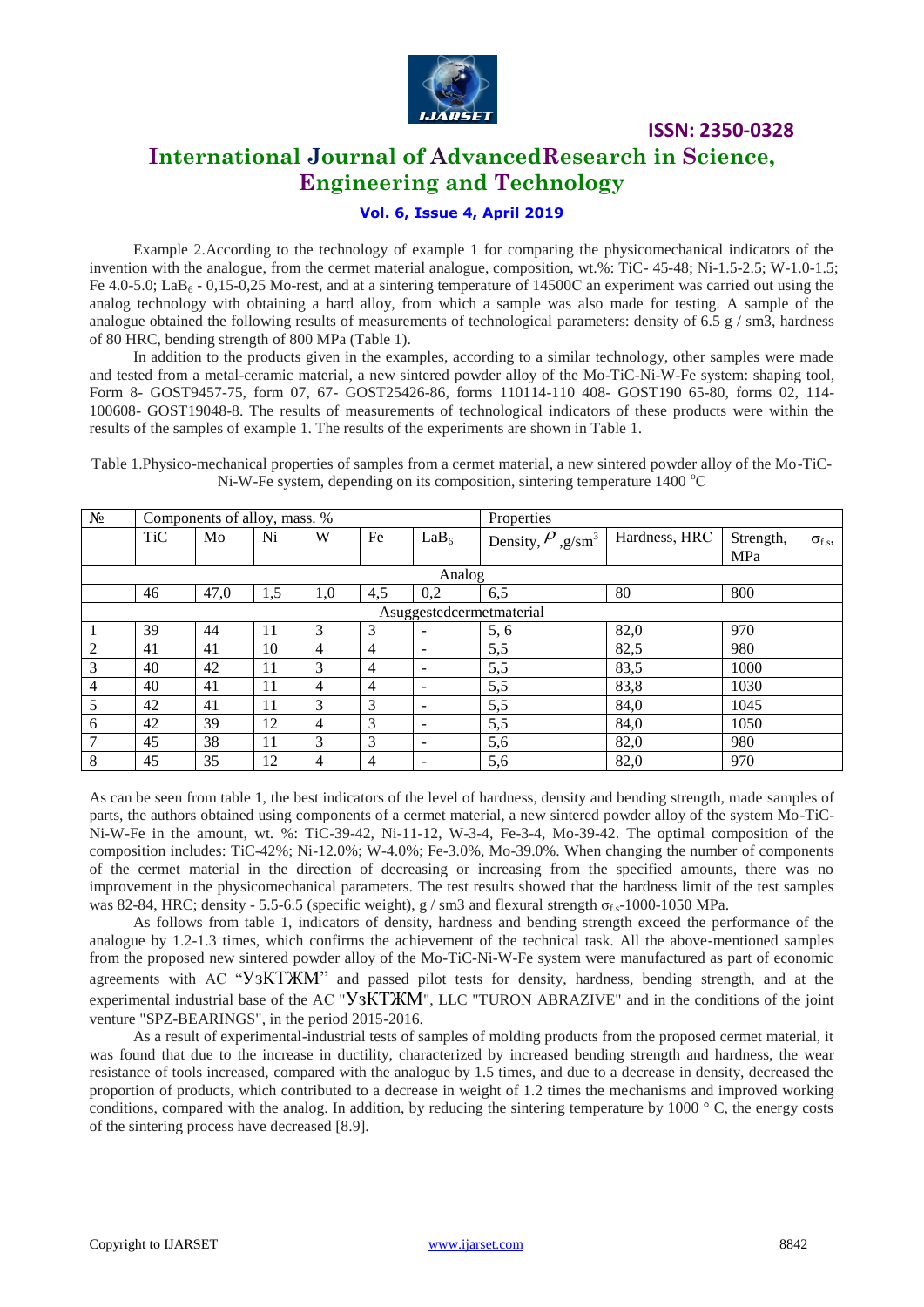Example 2.According to the technology of example 1 for comparing the physicomechanical indicators of the invention with the analogue, from the cermet material analogue, composition, wt.%: TiC- 45-48; Ni-1.5-2.5; W-1.0-1.5; Fe 4.0-5.0; $LaB_6$ - 0,15-0,25 Mo-rest, and at a sintering temperature of 14500C an experiment was carried out using the analog technology with obtaining a hard alloy, from which a sample was also made for testing. A sample of the analogue obtained the following results of measurements of technological parameters: density of 6.5 g / sm3, hardness of 80 HRC, bending strength of 800 MPa (Table 1).

In addition to the products given in the examples, according to a similar technology, other samples were made and tested from a metal-ceramic material, a new sintered powder alloy of the Mo-TiC-Ni-W-Fe system: shaping tool, Form 8- GOST9457-75, form 07, 67- GOST25426-86, forms 110114-110 408- GOST190 65-80, forms 02, 114-100608- GOST19048-8. The results of measurements of technological indicators of these products were within the results of the samples of example 1. The results of the experiments are shown in Table 1.

Table 1.Physico-mechanical properties of samples from a cermet material, a new sintered powder alloy of the Mo-TiC-Ni-W-Fe system, depending on its composition, sintering temperature 1400 °C

| № | Components of alloy, mass. % | | | | | | Properties | | |
|---|---|---|---|---|---|---|---|---|---|
| | TiC | Mo | Ni | W | Fe | $LaB_6$ | Density, $\rho$ ,g/sm$^3$ | Hardness, HRC | Strength, $\sigma_{f.s}$, MPa |
| Analog | | | | | | | | | |
| | 46 | 47,0 | 1,5 | 1,0 | 4,5 | 0,2 | 6,5 | 80 | 800 |
| Asuggestedcermetmaterial | | | | | | | | | |
| 1 | 39 | 44 | 11 | 3 | 3 | - | 5, 6 | 82,0 | 970 |
| 2 | 41 | 41 | 10 | 4 | 4 | - | 5,5 | 82,5 | 980 |
| 3 | 40 | 42 | 11 | 3 | 4 | - | 5,5 | 83,5 | 1000 |
| 4 | 40 | 41 | 11 | 4 | 4 | - | 5,5 | 83,8 | 1030 |
| 5 | 42 | 41 | 11 | 3 | 3 | - | 5,5 | 84,0 | 1045 |
| 6 | 42 | 39 | 12 | 4 | 3 | - | 5,5 | 84,0 | 1050 |
| 7 | 45 | 38 | 11 | 3 | 3 | - | 5,6 | 82,0 | 980 |
| 8 | 45 | 35 | 12 | 4 | 4 | - | 5,6 | 82,0 | 970 |

As can be seen from table 1, the best indicators of the level of hardness, density and bending strength, made samples of parts, the authors obtained using components of a cermet material, a new sintered powder alloy of the system Mo-TiC-Ni-W-Fe in the amount, wt. %: TiC-39-42, Ni-11-12, W-3-4, Fe-3-4, Mo-39-42. The optimal composition of the composition includes: TiC-42%; Ni-12.0%; W-4.0%; Fe-3.0%, Mo-39.0%. When changing the number of components of the cermet material in the direction of decreasing or increasing from the specified amounts, there was no improvement in the physicomechanical parameters. The test results showed that the hardness limit of the test samples was 82-84, HRC; density - 5.5-6.5 (specific weight), g / sm3 and flexural strength $\sigma_{f.s}$-1000-1050 MPa.

As follows from table 1, indicators of density, hardness and bending strength exceed the performance of the analogue by 1.2-1.3 times, which confirms the achievement of the technical task. All the above-mentioned samples from the proposed new sintered powder alloy of the Mo-TiC-Ni-W-Fe system were manufactured as part of economic agreements with AC "УзКТЖМ" and passed pilot tests for density, hardness, bending strength, and at the experimental industrial base of the AC "УзКТЖМ", LLC "TURON ABRAZIVE" and in the conditions of the joint venture "SPZ-BEARINGS", in the period 2015-2016.

As a result of experimental-industrial tests of samples of molding products from the proposed cermet material, it was found that due to the increase in ductility, characterized by increased bending strength and hardness, the wear resistance of tools increased, compared with the analogue by 1.5 times, and due to a decrease in density, decreased the proportion of products, which contributed to a decrease in weight of 1.2 times the mechanisms and improved working conditions, compared with the analog. In addition, by reducing the sintering temperature by 1000 ° C, the energy costs of the sintering process have decreased [8.9].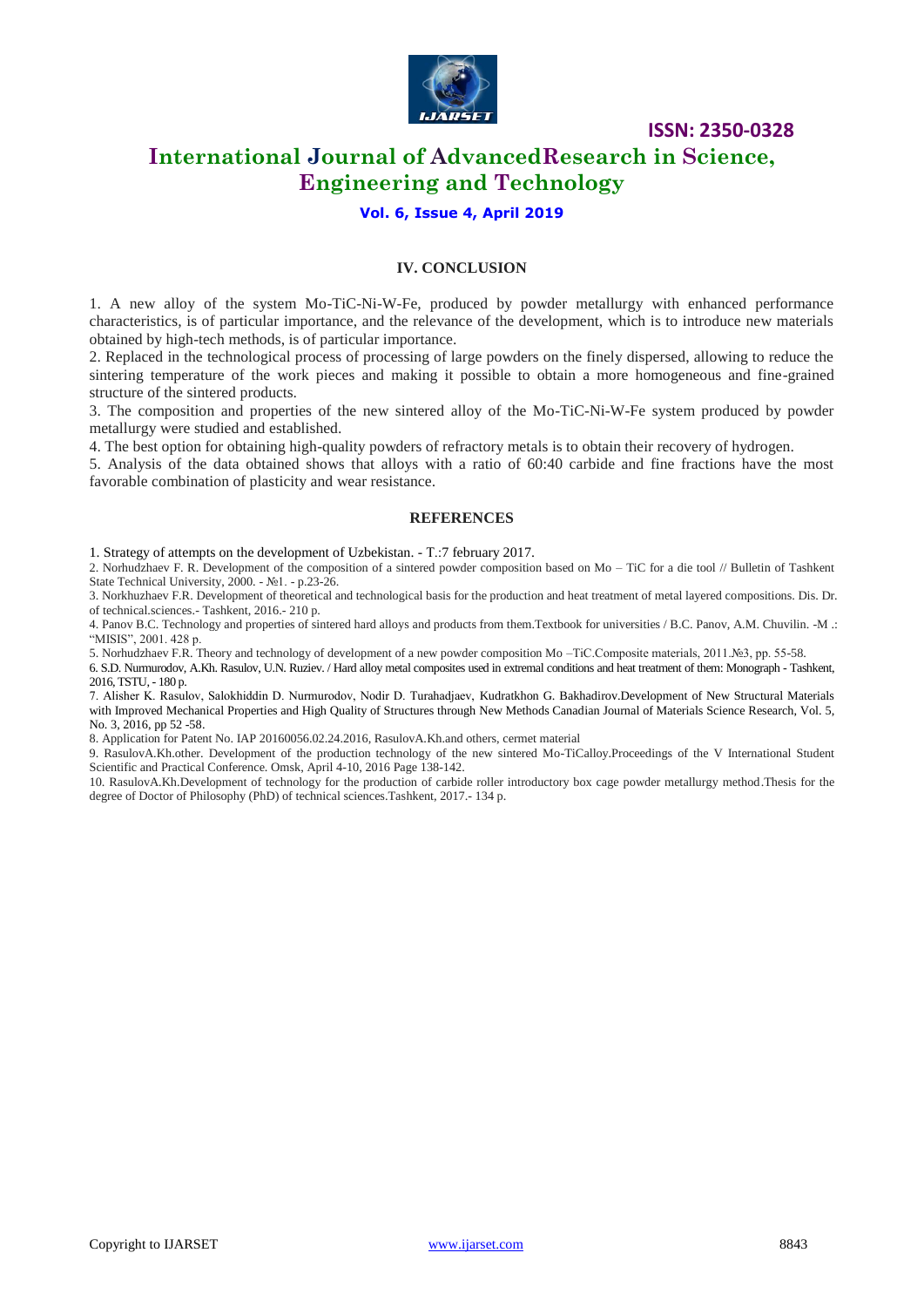## IV. CONCLUSION

1. A new alloy of the system Mo-TiC-Ni-W-Fe, produced by powder metallurgy with enhanced performance characteristics, is of particular importance, and the relevance of the development, which is to introduce new materials obtained by high-tech methods, is of particular importance.
2. Replaced in the technological process of processing of large powders on the finely dispersed, allowing to reduce the sintering temperature of the work pieces and making it possible to obtain a more homogeneous and fine-grained structure of the sintered products.
3. The composition and properties of the new sintered alloy of the Mo-TiC-Ni-W-Fe system produced by powder metallurgy were studied and established.
4. The best option for obtaining high-quality powders of refractory metals is to obtain their recovery of hydrogen.
5. Analysis of the data obtained shows that alloys with a ratio of 60:40 carbide and fine fractions have the most favorable combination of plasticity and wear resistance.

## REFERENCES

1. Strategy of attempts on the development of Uzbekistan. - T.:7 february 2017.
2. Norhudzhaev F. R. Development of the composition of a sintered powder composition based on Mo – TiC for a die tool // Bulletin of Tashkent State Technical University, 2000. - №1. - p.23-26.
3. Norkhuzhaev F.R. Development of theoretical and technological basis for the production and heat treatment of metal layered compositions. Dis. Dr. of technical.sciences.- Tashkent, 2016.- 210 p.
4. Panov B.C. Technology and properties of sintered hard alloys and products from them.Textbook for universities / B.C. Panov, A.M. Chuvilin. -M .: "MISIS", 2001. 428 p.
5. Norhudzhaev F.R. Theory and technology of development of a new powder composition Mo –TiC.Composite materials, 2011.№3, pp. 55-58.
6. S.D. Nurmurodov, A.Kh. Rasulov, U.N. Ruziev. / Hard alloy metal composites used in extremal conditions and heat treatment of them: Monograph - Tashkent, 2016, TSTU, - 180 p.
7. Alisher K. Rasulov, Salokhiddin D. Nurmurodov, Nodir D. Turahadjaev, Kudratkhon G. Bakhadirov.Development of New Structural Materials with Improved Mechanical Properties and High Quality of Structures through New Methods Canadian Journal of Materials Science Research, Vol. 5, No. 3, 2016, pp 52 -58.
8. Application for Patent No. IAP 20160056.02.24.2016, RasulovA.Kh.and others, cermet material
9. RasulovA.Kh.other. Development of the production technology of the new sintered Mo-TiCalloy.Proceedings of the V International Student Scientific and Practical Conference. Omsk, April 4-10, 2016 Page 138-142.
10. RasulovA.Kh.Development of technology for the production of carbide roller introductory box cage powder metallurgy method.Thesis for the degree of Doctor of Philosophy (PhD) of technical sciences.Tashkent, 2017.- 134 p.